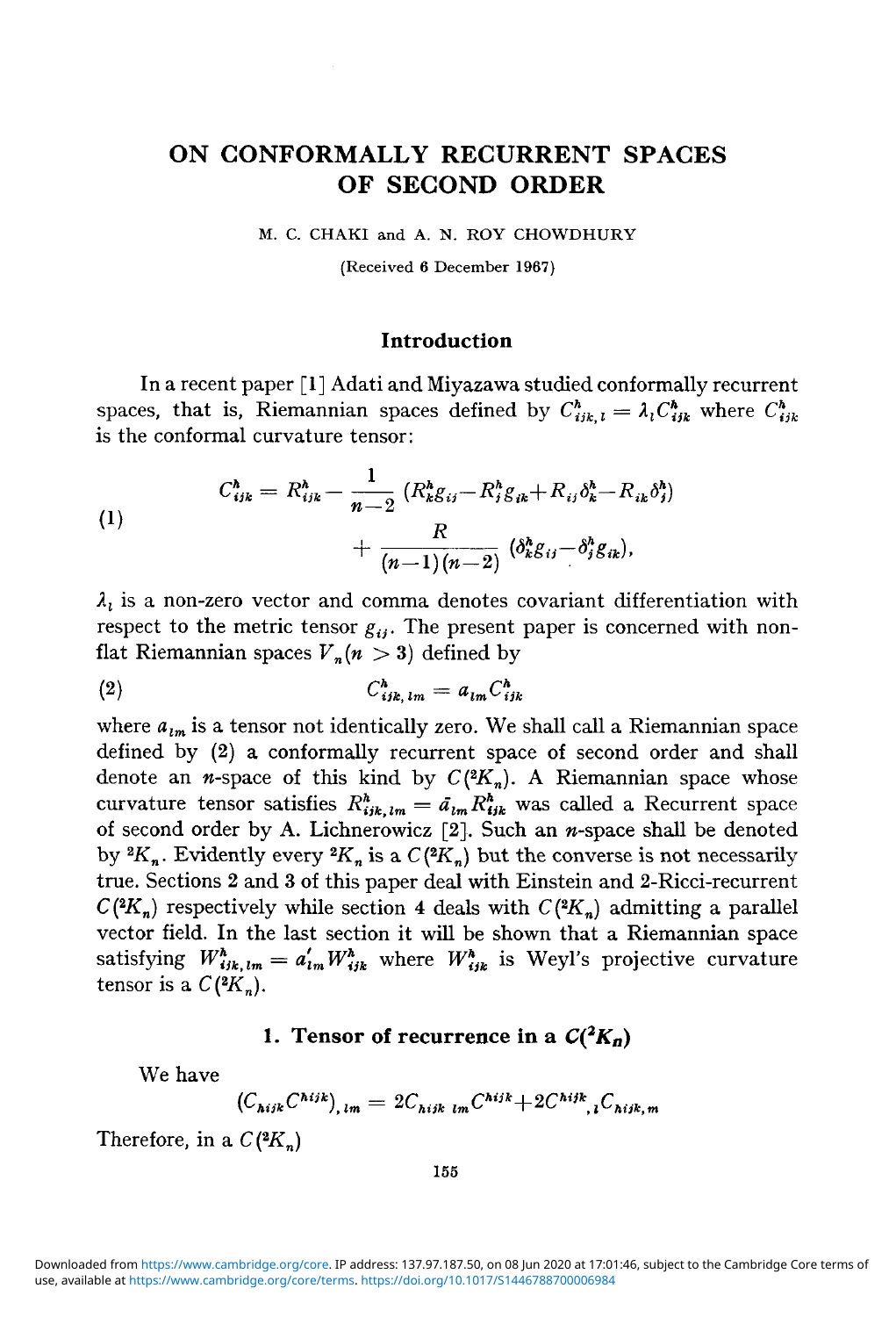# ON CONFORMALLY RECURRENT SPACES OF SECOND ORDER

M. C. CHAKI and A. N. ROY CHOWDHURY

(Received 6 December 1967)

## Introduction

In a recent paper [1] Adati and Miyazawa studied conformally recurrent spaces, that is, Riemannian spaces defined by $C^h_{ijk,l} = \lambda_l C^h_{ijk}$ where $C^h_{ijk}$ is the conformal curvature tensor:

$$
\begin{aligned}
(1) \qquad C^h_{ijk} = R^h_{ijk} - \frac{1}{n-2}\,(R^h_k g_{ij} - R^h_j g_{ik} + R_{ij}\delta^h_k - R_{ik}\delta^h_j) \\
+ \frac{R}{(n-1)(n-2)}\,(\delta^h_k g_{ij} - \delta^h_j g_{ik}),
\end{aligned}
$$

$\lambda_l$ is a non-zero vector and comma denotes covariant differentiation with respect to the metric tensor $g_{ij}$. The present paper is concerned with non-flat Riemannian spaces $V_n (n > 3)$ defined by

$$
(2) \qquad C^h_{ijk,lm} = a_{lm} C^h_{ijk}
$$

where $a_{lm}$ is a tensor not identically zero. We shall call a Riemannian space defined by (2) a conformally recurrent space of second order and shall denote an $n$-space of this kind by $C(^2K_n)$. A Riemannian space whose curvature tensor satisfies $R^h_{ijk,lm} = \bar{a}_{lm} R^h_{ijk}$ was called a Recurrent space of second order by A. Lichnerowicz [2]. Such an $n$-space shall be denoted by $^2K_n$. Evidently every $^2K_n$ is a $C(^2K_n)$ but the converse is not necessarily true. Sections 2 and 3 of this paper deal with Einstein and 2-Ricci-recurrent $C(^2K_n)$ respectively while section 4 deals with $C(^2K_n)$ admitting a parallel vector field. In the last section it will be shown that a Riemannian space satisfying $W^h_{ijk,lm} = a'_{lm} W^h_{ijk}$ where $W^h_{ijk}$ is Weyl's projective curvature tensor is a $C(^2K_n)$.

## 1. Tensor of recurrence in a $C(^2K_n)$

We have

$$
(C_{hijk} C^{hijk})_{,lm} = 2C_{hijk\,,lm} C^{hijk} + 2C^{hijk}{}_{,l} C_{hijk,m}
$$

Therefore, in a $C(^2K_n)$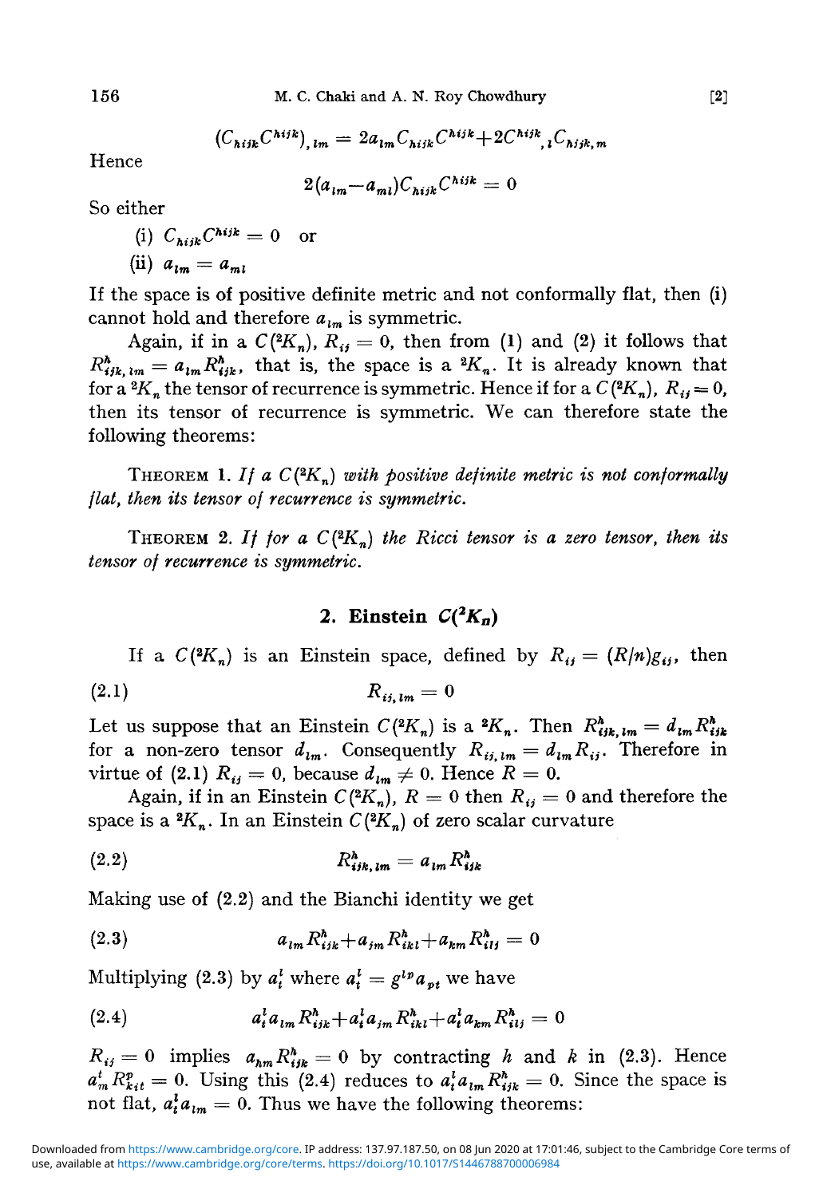$$(C_{hijk}C^{hijk})_{,lm} = 2a_{lm}C_{hijk}C^{hijk} + 2C^{hijk}{}_{,l}C_{hijk,m}$$

Hence

$$2(a_{lm} - a_{ml})C_{hijk}C^{hijk} = 0$$

So either

(i) $C_{hijk}C^{hijk} = 0$ or

(ii) $a_{lm} = a_{ml}$

If the space is of positive definite metric and not conformally flat, then (i) cannot hold and therefore $a_{lm}$ is symmetric.

Again, if in a $C(^2K_n)$, $R_{ij} = 0$, then from (1) and (2) it follows that $R^h_{ijk,lm} = a_{lm}R^h_{ijk}$, that is, the space is a $^2K_n$. It is already known that for a $^2K_n$ the tensor of recurrence is symmetric. Hence if for a $C(^2K_n)$, $R_{ij} = 0$, then its tensor of recurrence is symmetric. We can therefore state the following theorems:

THEOREM 1. *If a $C(^2K_n)$ with positive definite metric is not conformally flat, then its tensor of recurrence is symmetric.*

THEOREM 2. *If for a $C(^2K_n)$ the Ricci tensor is a zero tensor, then its tensor of recurrence is symmetric.*

## 2. Einstein $C(^2K_n)$

If a $C(^2K_n)$ is an Einstein space, defined by $R_{ij} = (R/n)g_{ij}$, then

$$R_{ij,lm} = 0 \tag{2.1}$$

Let us suppose that an Einstein $C(^2K_n)$ is a $^2K_n$. Then $R^h_{ijk,lm} = d_{lm}R^h_{ijk}$ for a non-zero tensor $d_{lm}$. Consequently $R_{ij,lm} = d_{lm}R_{ij}$. Therefore in virtue of (2.1) $R_{ij} = 0$, because $d_{lm} \neq 0$. Hence $R = 0$.

Again, if in an Einstein $C(^2K_n)$, $R = 0$ then $R_{ij} = 0$ and therefore the space is a $^2K_n$. In an Einstein $C(^2K_n)$ of zero scalar curvature

$$R^h_{ijk,lm} = a_{lm}R^h_{ijk} \tag{2.2}$$

Making use of (2.2) and the Bianchi identity we get

$$a_{lm}R^h_{ijk} + a_{jm}R^h_{ikl} + a_{km}R^h_{ilj} = 0 \tag{2.3}$$

Multiplying (2.3) by $a^l_t$ where $a^l_t = g^{lp}a_{pt}$ we have

$$a^l_t a_{lm}R^h_{ijk} + a^l_t a_{jm}R^h_{ikl} + a^l_t a_{km}R^h_{ilj} = 0 \tag{2.4}$$

$R_{ij} = 0$ implies $a_{hm}R^h_{ijk} = 0$ by contracting $h$ and $k$ in (2.3). Hence $a^t_m R^p_{kit} = 0$. Using this (2.4) reduces to $a^l_t a_{lm}R^h_{ijk} = 0$. Since the space is not flat, $a^l_t a_{lm} = 0$. Thus we have the following theorems: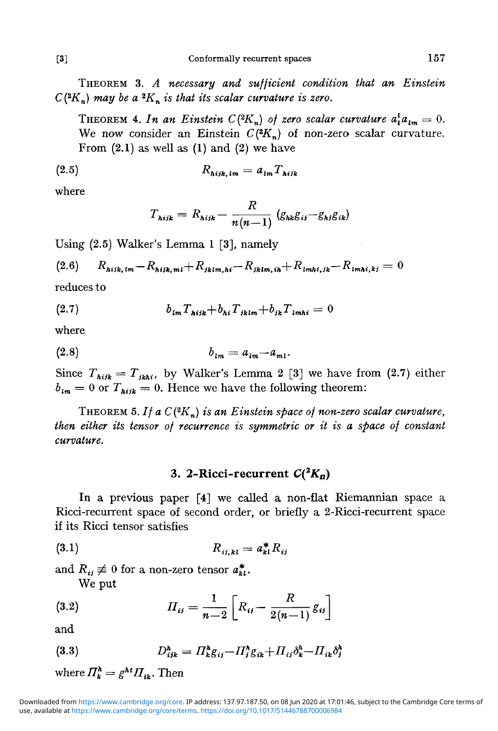THEOREM 3. *A necessary and sufficient condition that an Einstein $C(^2K_n)$ may be a $^2K_n$ is that its scalar curvature is zero.*

THEOREM 4. *In an Einstein $C(^2K_n)$ of zero scalar curvature $a^l_i a_{lm} = 0$.* We now consider an Einstein $C(^2K_n)$ of non-zero scalar curvature. From (2.1) as well as (1) and (2) we have

$$R_{hijk,lm} = a_{lm} T_{hijk} \tag{2.5}$$

where

$$T_{hijk} = R_{hijk} - \frac{R}{n(n-1)} (g_{hk}g_{ij} - g_{hj}g_{ik})$$

Using (2.5) Walker's Lemma 1 [3], namely

$$R_{hijk,lm} - R_{hijk,ml} + R_{jklm,hi} - R_{jklm,ih} + R_{lmhi,jk} - R_{lmhi,kj} = 0 \tag{2.6}$$

reduces to

$$b_{lm} T_{hijk} + b_{hi} T_{jklm} + b_{jk} T_{lmhi} = 0 \tag{2.7}$$

where

$$b_{lm} = a_{lm} - a_{ml}. \tag{2.8}$$

Since $T_{hijk} = T_{jkhi}$, by Walker's Lemma 2 [3] we have from (2.7) either $b_{lm} = 0$ or $T_{hijk} = 0$. Hence we have the following theorem:

THEOREM 5. *If a $C(^2K_n)$ is an Einstein space of non-zero scalar curvature, then either its tensor of recurrence is symmetric or it is a space of constant curvature.*

## 3. 2-Ricci-recurrent $C(^2K_n)$

In a previous paper [4] we called a non-flat Riemannian space a Ricci-recurrent space of second order, or briefly a 2-Ricci-recurrent space if its Ricci tensor satisfies

$$R_{ij,kl} = a^*_{kl} R_{ij} \tag{3.1}$$

and $R_{ij} \not\equiv 0$ for a non-zero tensor $a^*_{kl}$.

We put

$$\Pi_{ij} = \frac{1}{n-2}\left[R_{ij} - \frac{R}{2(n-1)} g_{ij}\right] \tag{3.2}$$

and

$$D^h_{ijk} = \Pi^h_k g_{ij} - \Pi^h_j g_{ik} + \Pi_{ij}\delta^h_k - \Pi_{ik}\delta^h_j \tag{3.3}$$

where $\Pi^h_k = g^{ht}\Pi_{tk}$. Then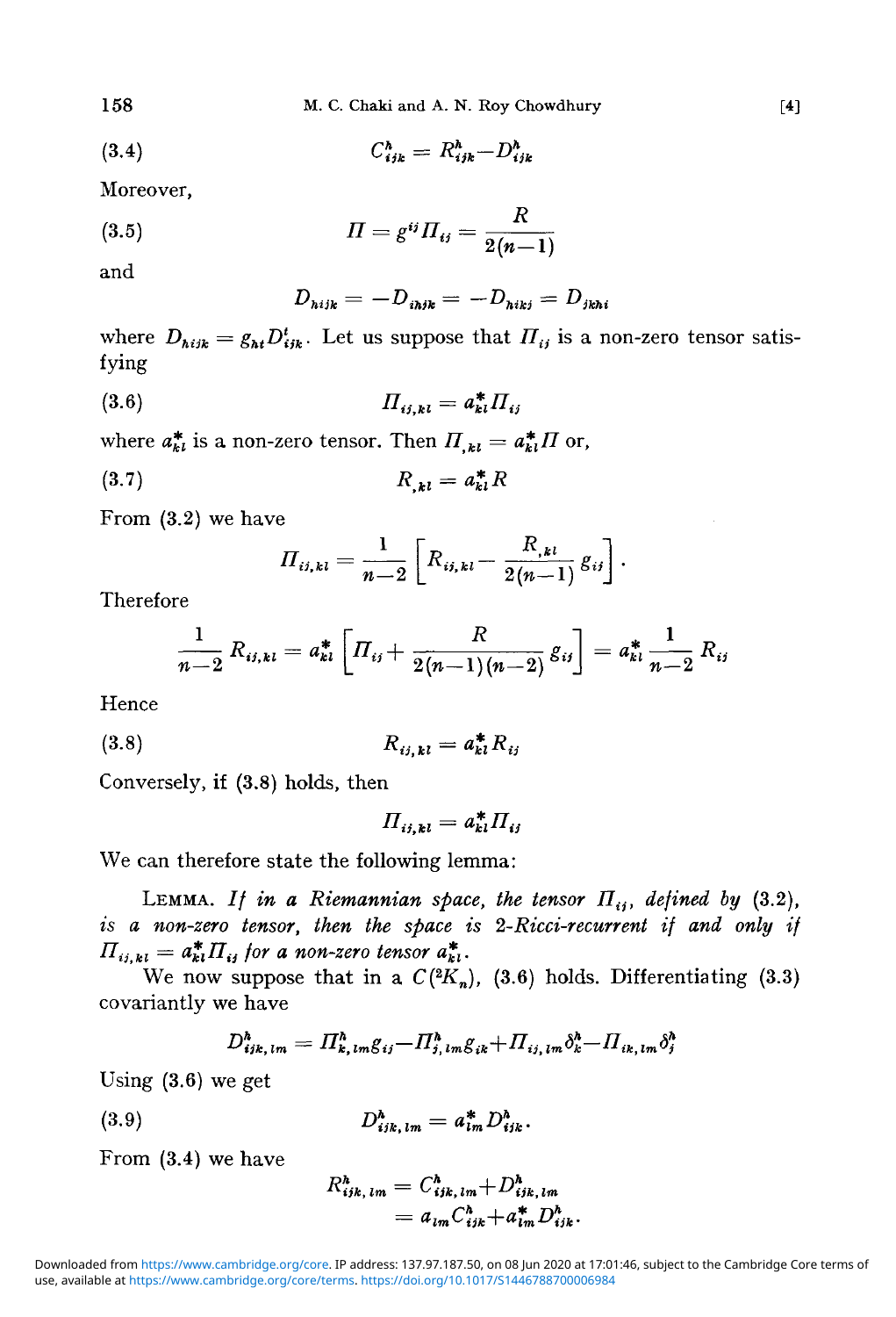$$C^h_{ijk} = R^h_{ijk} - D^h_{ijk} \tag{3.4}$$

Moreover,

$$\Pi = g^{ij}\Pi_{ij} = \frac{R}{2(n-1)} \tag{3.5}$$

and

$$D_{hijk} = -D_{ihjk} = -D_{hikj} = D_{jkhi}$$

where $D_{hijk} = g_{ht}D^t_{ijk}$. Let us suppose that $\Pi_{ij}$ is a non-zero tensor satisfying

$$\Pi_{ij,kl} = a^*_{kl}\Pi_{ij} \tag{3.6}$$

where $a^*_{kl}$ is a non-zero tensor. Then $\Pi_{,kl} = a^*_{kl}\Pi$ or,

$$R_{,kl} = a^*_{kl}R \tag{3.7}$$

From (3.2) we have

$$\Pi_{ij,kl} = \frac{1}{n-2}\left[R_{ij,kl} - \frac{R_{,kl}}{2(n-1)}g_{ij}\right].$$

Therefore

$$\frac{1}{n-2}R_{ij,kl} = a^*_{kl}\left[\Pi_{ij} + \frac{R}{2(n-1)(n-2)}g_{ij}\right] = a^*_{kl}\frac{1}{n-2}R_{ij}$$

Hence

$$R_{ij,kl} = a^*_{kl}R_{ij} \tag{3.8}$$

Conversely, if (3.8) holds, then

$$\Pi_{ij,kl} = a^*_{kl}\Pi_{ij}$$

We can therefore state the following lemma:

LEMMA. *If in a Riemannian space, the tensor $\Pi_{ij}$, defined by (3.2), is a non-zero tensor, then the space is 2-Ricci-recurrent if and only if $\Pi_{ij,kl} = a^*_{kl}\Pi_{ij}$ for a non-zero tensor $a^*_{kl}$.*

We now suppose that in a $C(^2K_n)$, (3.6) holds. Differentiating (3.3) covariantly we have

$$D^h_{ijk,lm} = \Pi^h_{k,lm}g_{ij} - \Pi^h_{j,lm}g_{ik} + \Pi_{ij,lm}\delta^h_k - \Pi_{ik,lm}\delta^h_j$$

Using (3.6) we get

$$D^h_{ijk,lm} = a^*_{lm}D^h_{ijk}. \tag{3.9}$$

From (3.4) we have

$$\begin{aligned} R^h_{ijk,lm} &= C^h_{ijk,lm} + D^h_{ijk,lm} \\ &= a_{lm}C^h_{ijk} + a^*_{lm}D^h_{ijk}. \end{aligned}$$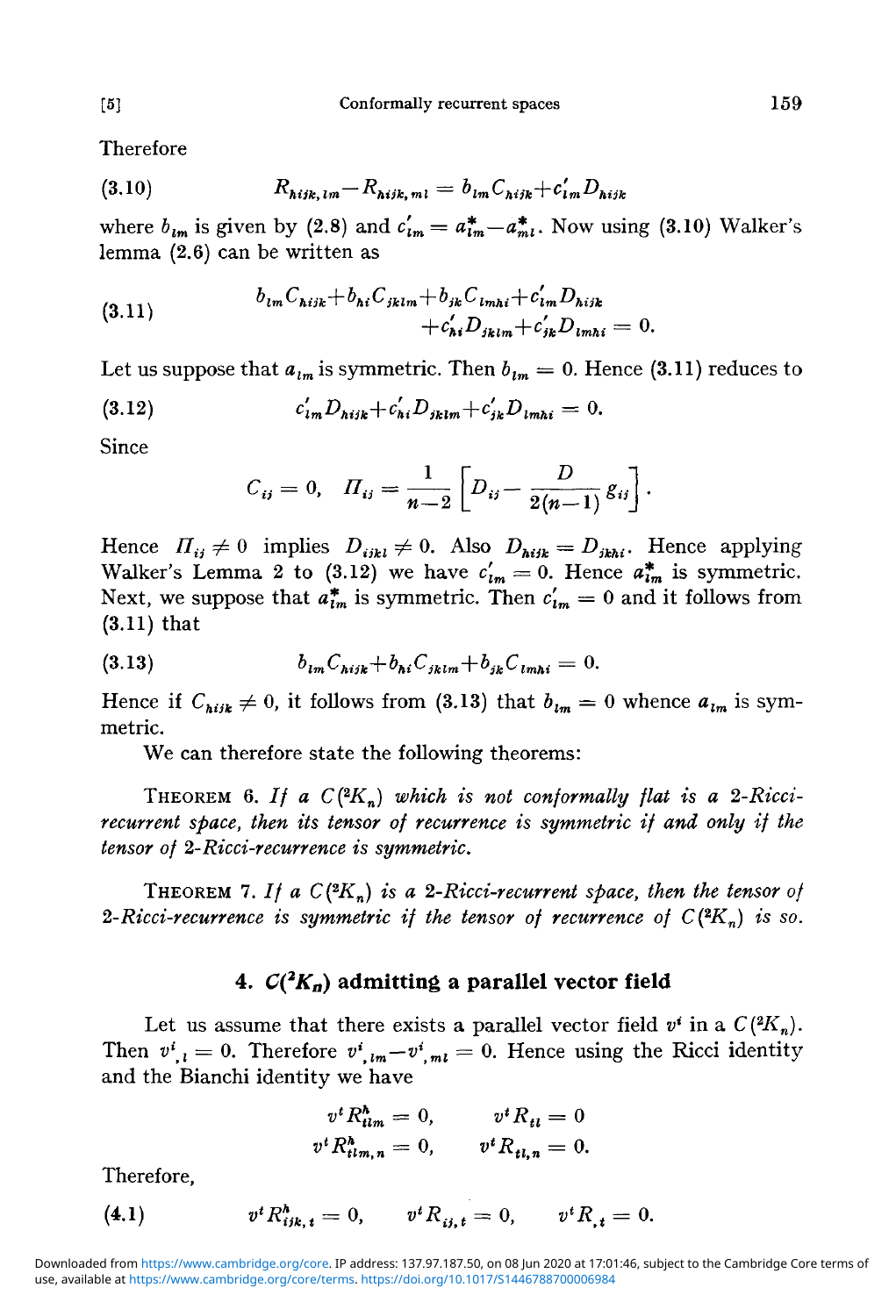Therefore

$$R_{hijk,lm} - R_{hijk,ml} = b_{lm} C_{hijk} + c'_{lm} D_{hijk} \tag{3.10}$$

where $b_{lm}$ is given by (2.8) and $c'_{lm} = a^*_{lm} - a^*_{ml}$. Now using (3.10) Walker's lemma (2.6) can be written as

$$\begin{aligned} b_{lm} C_{hijk} + b_{hi} C_{jklm} + b_{jk} C_{lmhi} + c'_{lm} D_{hijk} \\ + c'_{hi} D_{jklm} + c'_{jk} D_{lmhi} = 0. \end{aligned} \tag{3.11}$$

Let us suppose that $a_{lm}$ is symmetric. Then $b_{lm} = 0$. Hence (3.11) reduces to

$$c'_{lm} D_{hijk} + c'_{hi} D_{jklm} + c'_{jk} D_{lmhi} = 0. \tag{3.12}$$

Since

$$C_{ij} = 0, \quad \Pi_{ij} = \frac{1}{n-2}\left[D_{ij} - \frac{D}{2(n-1)} g_{ij}\right].$$

Hence $\Pi_{ij} \neq 0$ implies $D_{ijkl} \neq 0$. Also $D_{hijk} = D_{jkhi}$. Hence applying Walker's Lemma 2 to (3.12) we have $c'_{lm} = 0$. Hence $a^*_{lm}$ is symmetric. Next, we suppose that $a^*_{lm}$ is symmetric. Then $c'_{lm} = 0$ and it follows from (3.11) that

$$b_{lm} C_{hijk} + b_{hi} C_{jklm} + b_{jk} C_{lmhi} = 0. \tag{3.13}$$

Hence if $C_{hijk} \neq 0$, it follows from (3.13) that $b_{lm} = 0$ whence $a_{lm}$ is symmetric.

We can therefore state the following theorems:

THEOREM 6. *If a $C(^2K_n)$ which is not conformally flat is a 2-Ricci-recurrent space, then its tensor of recurrence is symmetric if and only if the tensor of 2-Ricci-recurrence is symmetric.*

THEOREM 7. *If a $C(^2K_n)$ is a 2-Ricci-recurrent space, then the tensor of 2-Ricci-recurrence is symmetric if the tensor of recurrence of $C(^2K_n)$ is so.*

## 4. $C(^2K_n)$ admitting a parallel vector field

Let us assume that there exists a parallel vector field $v^i$ in a $C(^2K_n)$. Then $v^i{}_{,l} = 0$. Therefore $v^i{}_{,lm} - v^i{}_{,ml} = 0$. Hence using the Ricci identity and the Bianchi identity we have

$$v^t R^h_{tlm} = 0, \qquad v^t R_{tl} = 0$$
$$v^t R^h_{tlm,n} = 0, \qquad v^t R_{tl,n} = 0.$$

Therefore,

$$v^t R^h_{ijk,t} = 0, \qquad v^t R_{ij,t} = 0, \qquad v^t R_{,t} = 0. \tag{4.1}$$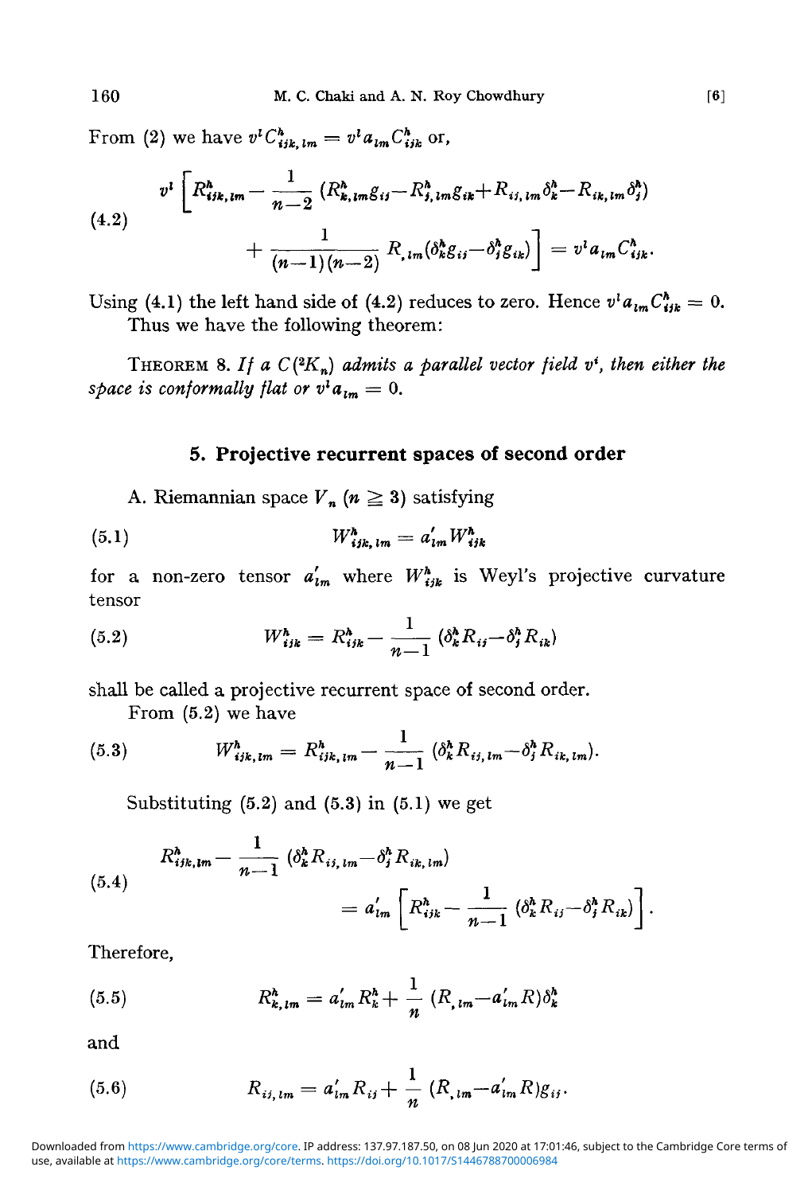From (2) we have $v^l C^h_{ijk,lm} = v^l a_{lm} C^h_{ijk}$ or,

$$
\begin{aligned}
v^l \Big[ R^h_{ijk,lm} - \frac{1}{n-2} \left( R^h_{k,lm} g_{ij} - R^h_{j,lm} g_{ik} + R_{ij,lm} \delta^h_k - R_{ik,lm} \delta^h_j \right) \\
+ \frac{1}{(n-1)(n-2)} R_{,lm} (\delta^h_k g_{ij} - \delta^h_j g_{ik}) \Big] = v^l a_{lm} C^h_{ijk}.
\end{aligned} \tag{4.2}
$$

Using (4.1) the left hand side of (4.2) reduces to zero. Hence $v^l a_{lm} C^h_{ijk} = 0$.

Thus we have the following theorem:

THEOREM 8. *If a $C(^2K_n)$ admits a parallel vector field $v^i$, then either the space is conformally flat or $v^l a_{lm} = 0$.*

## 5. Projective recurrent spaces of second order

A. Riemannian space $V_n$ ($n \geqq 3$) satisfying

$$
W^h_{ijk,lm} = a'_{lm} W^h_{ijk} \tag{5.1}
$$

for a non-zero tensor $a'_{lm}$ where $W^h_{ijk}$ is Weyl's projective curvature tensor

$$
W^h_{ijk} = R^h_{ijk} - \frac{1}{n-1} (\delta^h_k R_{ij} - \delta^h_j R_{ik}) \tag{5.2}
$$

shall be called a projective recurrent space of second order.

From (5.2) we have

$$
W^h_{ijk,lm} = R^h_{ijk,lm} - \frac{1}{n-1} (\delta^h_k R_{ij,lm} - \delta^h_j R_{ik,lm}). \tag{5.3}
$$

Substituting (5.2) and (5.3) in (5.1) we get

$$
\begin{aligned}
R^h_{ijk,lm} - \frac{1}{n-1} (\delta^h_k R_{ij,lm} - \delta^h_j R_{ik,lm}) \\
= a'_{lm} \left[ R^h_{ijk} - \frac{1}{n-1} (\delta^h_k R_{ij} - \delta^h_j R_{ik}) \right].
\end{aligned} \tag{5.4}
$$

Therefore,

$$
R^h_{k,lm} = a'_{lm} R^h_k + \frac{1}{n} (R_{,lm} - a'_{lm} R) \delta^h_k \tag{5.5}
$$

and

$$
R_{ij,lm} = a'_{lm} R_{ij} + \frac{1}{n} (R_{,lm} - a'_{lm} R) g_{ij}. \tag{5.6}
$$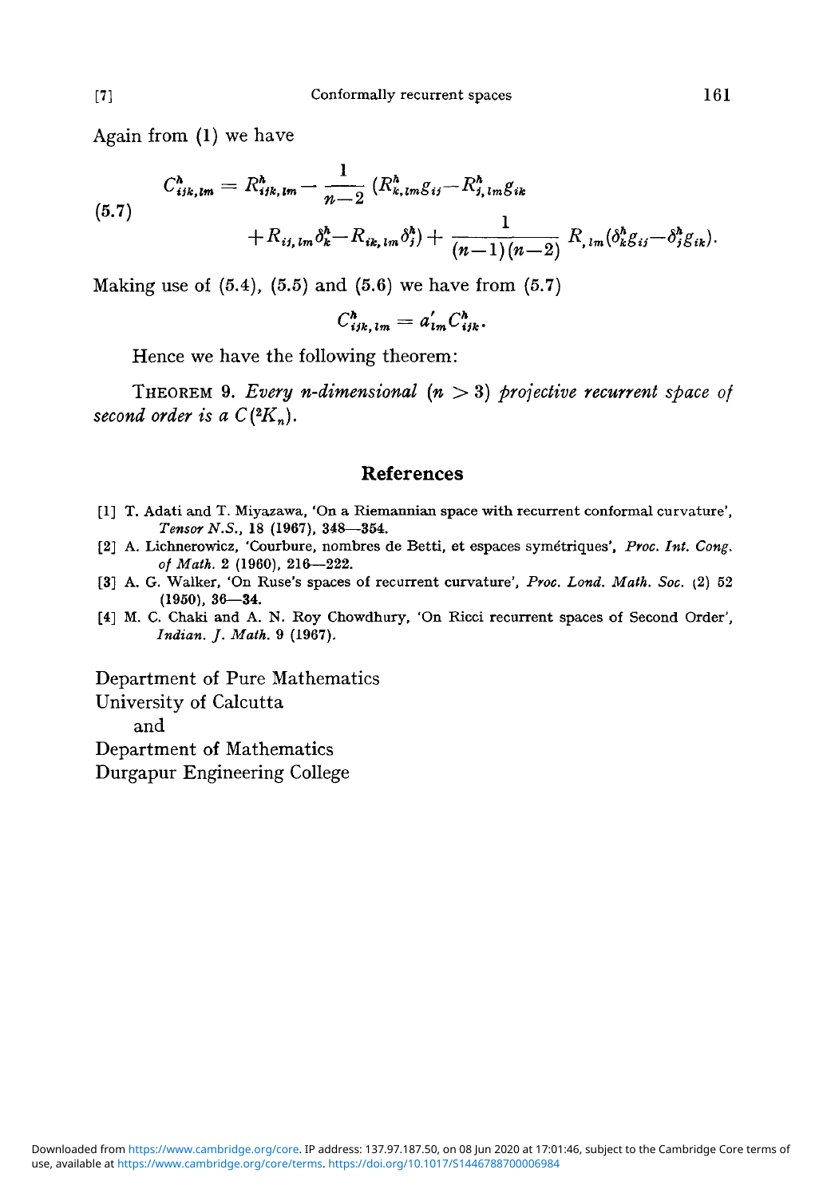Again from (1) we have

$$
\begin{aligned}
C^h_{ijk,lm} = R^h_{ijk,lm} - \frac{1}{n-2}\,(R^h_{k,lm}g_{ij} - R^h_{j,lm}g_{ik} \\
+ R_{ij,lm}\delta^h_k - R_{ik,lm}\delta^h_j) + \frac{1}{(n-1)(n-2)}\,R_{,lm}(\delta^h_k g_{ij} - \delta^h_j g_{ik}).
\end{aligned}
\tag{5.7}
$$

Making use of (5.4), (5.5) and (5.6) we have from (5.7)

$$
C^h_{ijk,lm} = a'_{lm}C^h_{ijk}.
$$

Hence we have the following theorem:

THEOREM 9. *Every n-dimensional ($n > 3$) projective recurrent space of second order is a $C(^2K_n)$.*

## References

[1] T. Adati and T. Miyazawa, 'On a Riemannian space with recurrent conformal curvature', *Tensor N.S.*, 18 (1967), 348—354.

[2] A. Lichnerowicz, 'Courbure, nombres de Betti, et espaces symétriques', *Proc. Int. Cong. of Math.* 2 (1960), 216—222.

[3] A. G. Walker, 'On Ruse's spaces of recurrent curvature', *Proc. Lond. Math. Soc.* (2) 52 (1950), 36—34.

[4] M. C. Chaki and A. N. Roy Chowdhury, 'On Ricci recurrent spaces of Second Order', *Indian. J. Math.* 9 (1967).

Department of Pure Mathematics
University of Calcutta
and
Department of Mathematics
Durgapur Engineering College